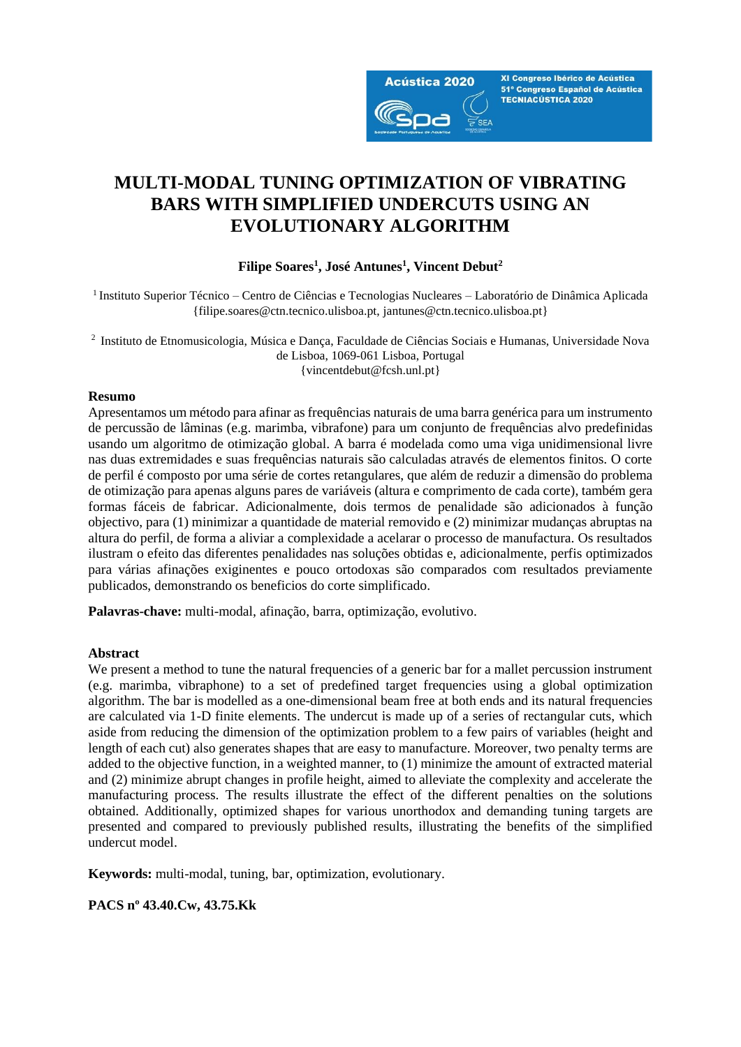# MULTI-MODAL TUNING OPTIMIZATION OF VIBRATING BARS WITH SIMPLIFIED UNDERCUTS USING AN EVOLUTIONARY ALGORITHM

**Filipe Soares[1], José Antunes[1], Vincent Debut[2]**

[1] Instituto Superior Técnico – Centro de Ciências e Tecnologias Nucleares – Laboratório de Dinâmica Aplicada
{filipe.soares@ctn.tecnico.ulisboa.pt, jantunes@ctn.tecnico.ulisboa.pt}

[2] Instituto de Etnomusicologia, Música e Dança, Faculdade de Ciências Sociais e Humanas, Universidade Nova de Lisboa, 1069-061 Lisboa, Portugal
{vincentdebut@fcsh.unl.pt}

## Resumo

Apresentamos um método para afinar as frequências naturais de uma barra genérica para um instrumento de percussão de lâminas (e.g. marimba, vibrafone) para um conjunto de frequências alvo predefinidas usando um algoritmo de otimização global. A barra é modelada como uma viga unidimensional livre nas duas extremidades e suas frequências naturais são calculadas através de elementos finitos. O corte de perfil é composto por uma série de cortes retangulares, que além de reduzir a dimensão do problema de otimização para apenas alguns pares de variáveis (altura e comprimento de cada corte), também gera formas fáceis de fabricar. Adicionalmente, dois termos de penalidade são adicionados à função objectivo, para (1) minimizar a quantidade de material removido e (2) minimizar mudanças abruptas na altura do perfil, de forma a aliviar a complexidade a acelarar o processo de manufactura. Os resultados ilustram o efeito das diferentes penalidades nas soluções obtidas e, adicionalmente, perfis optimizados para várias afinações exiginentes e pouco ortodoxas são comparados com resultados previamente publicados, demonstrando os beneficios do corte simplificado.

**Palavras-chave:** multi-modal, afinação, barra, optimização, evolutivo.

## Abstract

We present a method to tune the natural frequencies of a generic bar for a mallet percussion instrument (e.g. marimba, vibraphone) to a set of predefined target frequencies using a global optimization algorithm. The bar is modelled as a one-dimensional beam free at both ends and its natural frequencies are calculated via 1-D finite elements. The undercut is made up of a series of rectangular cuts, which aside from reducing the dimension of the optimization problem to a few pairs of variables (height and length of each cut) also generates shapes that are easy to manufacture. Moreover, two penalty terms are added to the objective function, in a weighted manner, to (1) minimize the amount of extracted material and (2) minimize abrupt changes in profile height, aimed to alleviate the complexity and accelerate the manufacturing process. The results illustrate the effect of the different penalties on the solutions obtained. Additionally, optimized shapes for various unorthodox and demanding tuning targets are presented and compared to previously published results, illustrating the benefits of the simplified undercut model.

**Keywords:** multi-modal, tuning, bar, optimization, evolutionary.

**PACS nº 43.40.Cw, 43.75.Kk**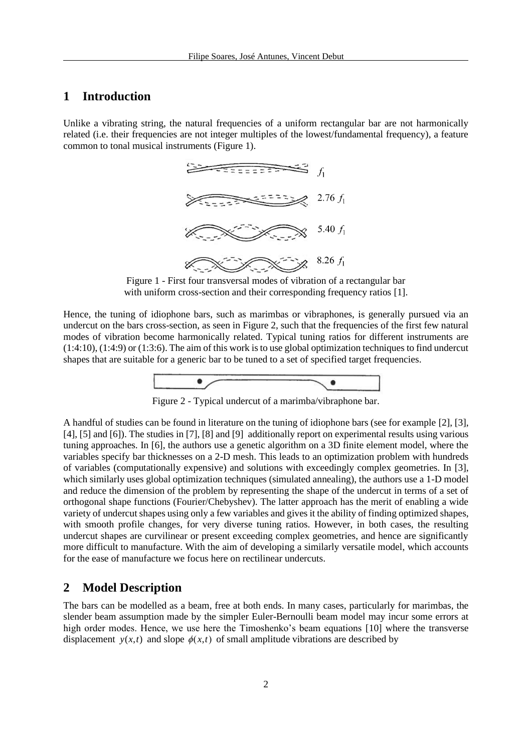## 1 Introduction

Unlike a vibrating string, the natural frequencies of a uniform rectangular bar are not harmonically related (i.e. their frequencies are not integer multiples of the lowest/fundamental frequency), a feature common to tonal musical instruments (Figure 1).

Figure 1 - First four transversal modes of vibration of a rectangular bar with uniform cross-section and their corresponding frequency ratios [1].

Hence, the tuning of idiophone bars, such as marimbas or vibraphones, is generally pursued via an undercut on the bars cross-section, as seen in Figure 2, such that the frequencies of the first few natural modes of vibration become harmonically related. Typical tuning ratios for different instruments are (1:4:10), (1:4:9) or (1:3:6). The aim of this work is to use global optimization techniques to find undercut shapes that are suitable for a generic bar to be tuned to a set of specified target frequencies.

Figure 2 - Typical undercut of a marimba/vibraphone bar.

A handful of studies can be found in literature on the tuning of idiophone bars (see for example [2], [3], [4], [5] and [6]). The studies in [7], [8] and [9] additionally report on experimental results using various tuning approaches. In [6], the authors use a genetic algorithm on a 3D finite element model, where the variables specify bar thicknesses on a 2-D mesh. This leads to an optimization problem with hundreds of variables (computationally expensive) and solutions with exceedingly complex geometries. In [3], which similarly uses global optimization techniques (simulated annealing), the authors use a 1-D model and reduce the dimension of the problem by representing the shape of the undercut in terms of a set of orthogonal shape functions (Fourier/Chebyshev). The latter approach has the merit of enabling a wide variety of undercut shapes using only a few variables and gives it the ability of finding optimized shapes, with smooth profile changes, for very diverse tuning ratios. However, in both cases, the resulting undercut shapes are curvilinear or present exceeding complex geometries, and hence are significantly more difficult to manufacture. With the aim of developing a similarly versatile model, which accounts for the ease of manufacture we focus here on rectilinear undercuts.

## 2 Model Description

The bars can be modelled as a beam, free at both ends. In many cases, particularly for marimbas, the slender beam assumption made by the simpler Euler-Bernoulli beam model may incur some errors at high order modes. Hence, we use here the Timoshenko's beam equations [10] where the transverse displacement $y(x,t)$ and slope $\phi(x,t)$ of small amplitude vibrations are described by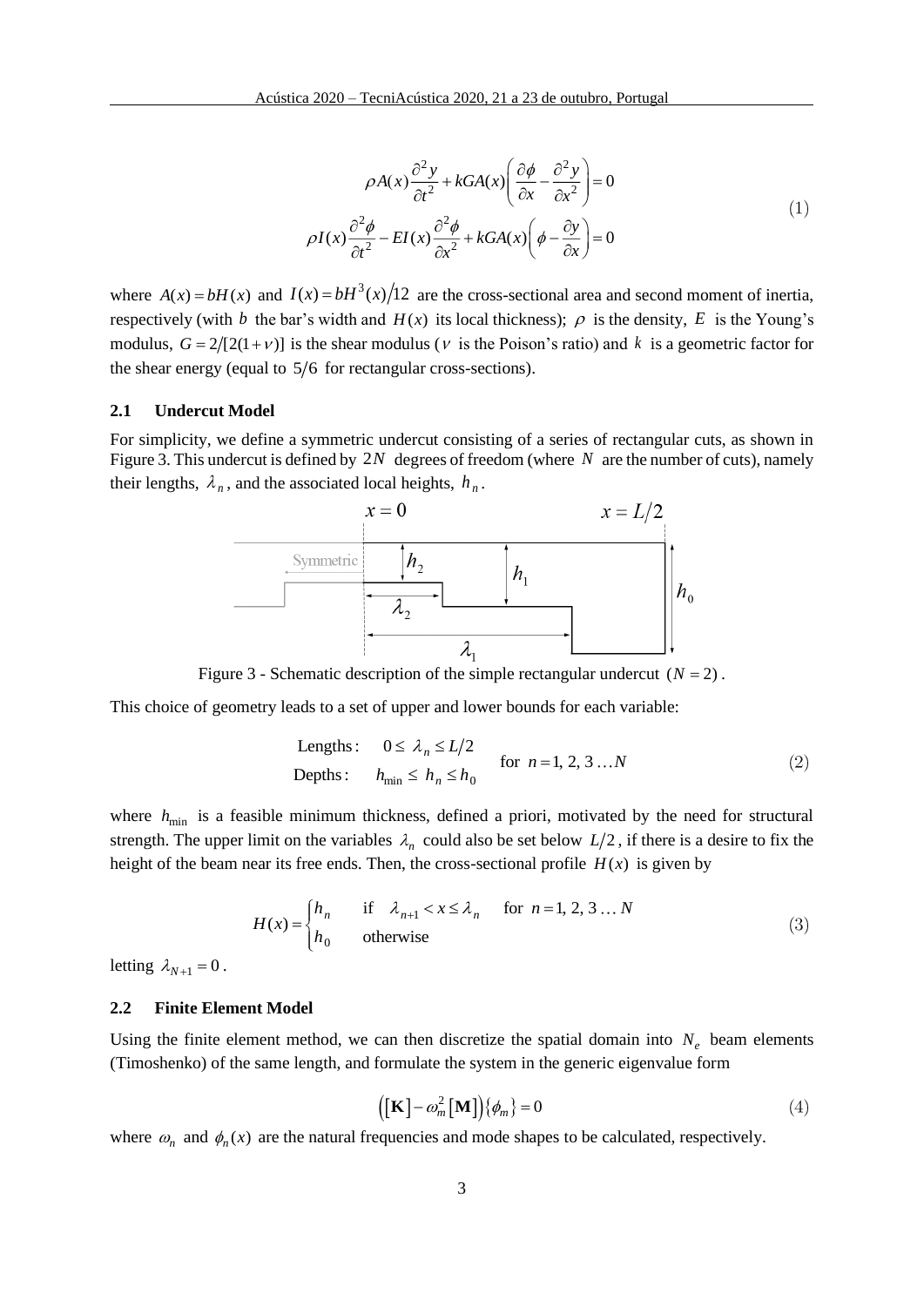$$\rho A(x)\frac{\partial^2 y}{\partial t^2} + kGA(x)\left(\frac{\partial \phi}{\partial x} - \frac{\partial^2 y}{\partial x^2}\right) = 0$$
$$\rho I(x)\frac{\partial^2 \phi}{\partial t^2} - EI(x)\frac{\partial^2 \phi}{\partial x^2} + kGA(x)\left(\phi - \frac{\partial y}{\partial x}\right) = 0 \tag{1}$$

where $A(x) = bH(x)$ and $I(x) = bH^3(x)/12$ are the cross-sectional area and second moment of inertia, respectively (with $b$ the bar's width and $H(x)$ its local thickness); $\rho$ is the density, $E$ is the Young's modulus, $G = 2/[2(1+\nu)]$ is the shear modulus ($\nu$ is the Poison's ratio) and $k$ is a geometric factor for the shear energy (equal to $5/6$ for rectangular cross-sections).

### 2.1 Undercut Model

For simplicity, we define a symmetric undercut consisting of a series of rectangular cuts, as shown in Figure 3. This undercut is defined by $2N$ degrees of freedom (where $N$ are the number of cuts), namely their lengths, $\lambda_n$, and the associated local heights, $h_n$.

Figure 3 - Schematic description of the simple rectangular undercut $(N = 2)$.

This choice of geometry leads to a set of upper and lower bounds for each variable:

$$\begin{aligned} &\text{Lengths:} \quad 0 \le \lambda_n \le L/2 \\ &\text{Depths:} \quad h_{\min} \le h_n \le h_0 \end{aligned} \qquad \text{for } n = 1, 2, 3 \ldots N \tag{2}$$

where $h_{\min}$ is a feasible minimum thickness, defined a priori, motivated by the need for structural strength. The upper limit on the variables $\lambda_n$ could also be set below $L/2$, if there is a desire to fix the height of the beam near its free ends. Then, the cross-sectional profile $H(x)$ is given by

$$H(x) = \begin{cases} h_n & \text{if} \quad \lambda_{n+1} < x \le \lambda_n \quad \text{for } n = 1, 2, 3 \ldots N \\ h_0 & \text{otherwise} \end{cases} \tag{3}$$

letting $\lambda_{N+1} = 0$.

### 2.2 Finite Element Model

Using the finite element method, we can then discretize the spatial domain into $N_e$ beam elements (Timoshenko) of the same length, and formulate the system in the generic eigenvalue form

$$\left([\mathbf{K}] - \omega_m^2 [\mathbf{M}]\right)\{\phi_m\} = 0 \tag{4}$$

where $\omega_n$ and $\phi_n(x)$ are the natural frequencies and mode shapes to be calculated, respectively.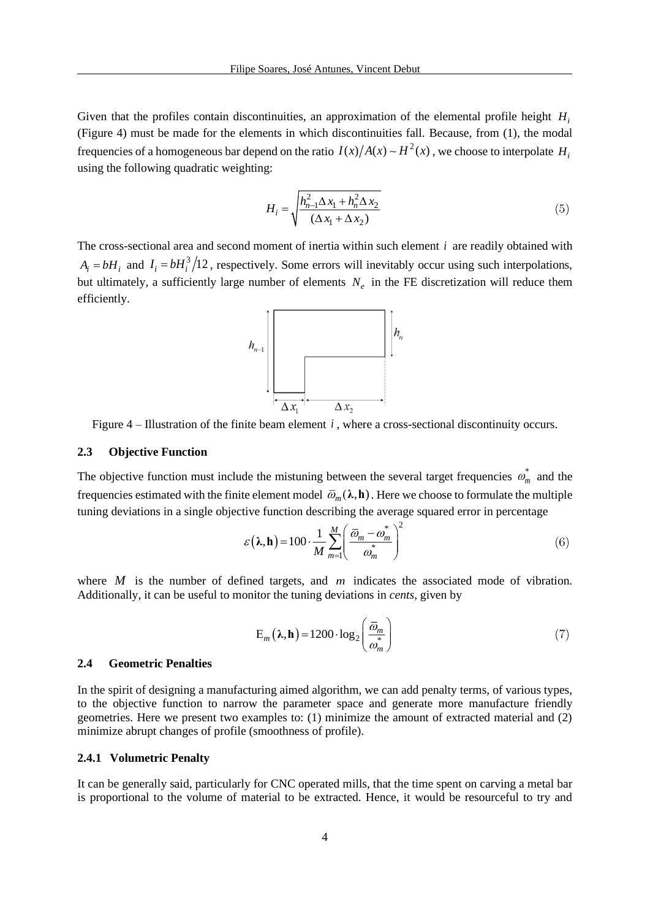Given that the profiles contain discontinuities, an approximation of the elemental profile height $H_i$ (Figure 4) must be made for the elements in which discontinuities fall. Because, from (1), the modal frequencies of a homogeneous bar depend on the ratio $I(x)/A(x) \sim H^2(x)$, we choose to interpolate $H_i$ using the following quadratic weighting:

$$H_i = \sqrt{\frac{h_{n-1}^2 \Delta x_1 + h_n^2 \Delta x_2}{(\Delta x_1 + \Delta x_2)}} \tag{5}$$

The cross-sectional area and second moment of inertia within such element $i$ are readily obtained with $A_i = bH_i$ and $I_i = bH_i^3/12$, respectively. Some errors will inevitably occur using such interpolations, but ultimately, a sufficiently large number of elements $N_e$ in the FE discretization will reduce them efficiently.

Figure 4 – Illustration of the finite beam element $i$, where a cross-sectional discontinuity occurs.

### 2.3 Objective Function

The objective function must include the mistuning between the several target frequencies $\omega_m^*$ and the frequencies estimated with the finite element model $\bar{\omega}_m(\boldsymbol{\lambda}, \mathbf{h})$. Here we choose to formulate the multiple tuning deviations in a single objective function describing the average squared error in percentage

$$\varepsilon(\boldsymbol{\lambda}, \mathbf{h}) = 100 \cdot \frac{1}{M} \sum_{m=1}^{M} \left( \frac{\bar{\omega}_m - \omega_m^*}{\omega_m^*} \right)^2 \tag{6}$$

where $M$ is the number of defined targets, and $m$ indicates the associated mode of vibration. Additionally, it can be useful to monitor the tuning deviations in *cents*, given by

$$\mathrm{E}_m(\boldsymbol{\lambda}, \mathbf{h}) = 1200 \cdot \log_2 \left( \frac{\bar{\omega}_m}{\omega_m^*} \right) \tag{7}$$

### 2.4 Geometric Penalties

In the spirit of designing a manufacturing aimed algorithm, we can add penalty terms, of various types, to the objective function to narrow the parameter space and generate more manufacture friendly geometries. Here we present two examples to: (1) minimize the amount of extracted material and (2) minimize abrupt changes of profile (smoothness of profile).

#### 2.4.1 Volumetric Penalty

It can be generally said, particularly for CNC operated mills, that the time spent on carving a metal bar is proportional to the volume of material to be extracted. Hence, it would be resourceful to try and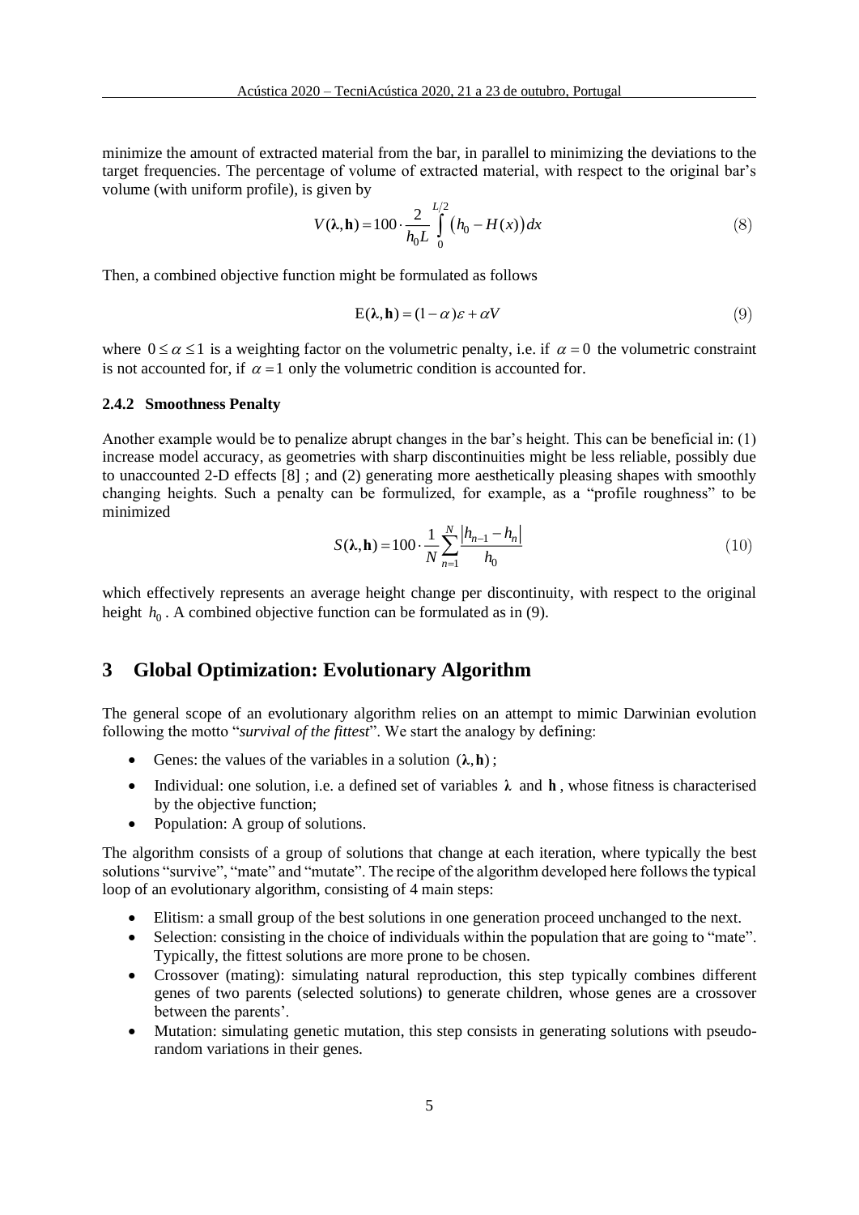minimize the amount of extracted material from the bar, in parallel to minimizing the deviations to the target frequencies. The percentage of volume of extracted material, with respect to the original bar's volume (with uniform profile), is given by

$$V(\boldsymbol{\lambda},\mathbf{h}) = 100 \cdot \frac{2}{h_0 L} \int_0^{L/2} \left(h_0 - H(x)\right) dx \tag{8}$$

Then, a combined objective function might be formulated as follows

$$\mathrm{E}(\boldsymbol{\lambda},\mathbf{h}) = (1-\alpha)\varepsilon + \alpha V \tag{9}$$

where $0 \leq \alpha \leq 1$ is a weighting factor on the volumetric penalty, i.e. if $\alpha = 0$ the volumetric constraint is not accounted for, if $\alpha = 1$ only the volumetric condition is accounted for.

#### 2.4.2 Smoothness Penalty

Another example would be to penalize abrupt changes in the bar's height. This can be beneficial in: (1) increase model accuracy, as geometries with sharp discontinuities might be less reliable, possibly due to unaccounted 2-D effects [8] ; and (2) generating more aesthetically pleasing shapes with smoothly changing heights. Such a penalty can be formulized, for example, as a "profile roughness" to be minimized

$$S(\boldsymbol{\lambda},\mathbf{h}) = 100 \cdot \frac{1}{N} \sum_{n=1}^{N} \frac{\left|h_{n-1} - h_n\right|}{h_0} \tag{10}$$

which effectively represents an average height change per discontinuity, with respect to the original height $h_0$. A combined objective function can be formulated as in (9).

## 3 Global Optimization: Evolutionary Algorithm

The general scope of an evolutionary algorithm relies on an attempt to mimic Darwinian evolution following the motto "*survival of the fittest*". We start the analogy by defining:

- Genes: the values of the variables in a solution $(\boldsymbol{\lambda},\mathbf{h})$;
- Individual: one solution, i.e. a defined set of variables $\boldsymbol{\lambda}$ and $\mathbf{h}$, whose fitness is characterised by the objective function;
- Population: A group of solutions.

The algorithm consists of a group of solutions that change at each iteration, where typically the best solutions "survive", "mate" and "mutate". The recipe of the algorithm developed here follows the typical loop of an evolutionary algorithm, consisting of 4 main steps:

- Elitism: a small group of the best solutions in one generation proceed unchanged to the next.
- Selection: consisting in the choice of individuals within the population that are going to "mate". Typically, the fittest solutions are more prone to be chosen.
- Crossover (mating): simulating natural reproduction, this step typically combines different genes of two parents (selected solutions) to generate children, whose genes are a crossover between the parents'.
- Mutation: simulating genetic mutation, this step consists in generating solutions with pseudo-random variations in their genes.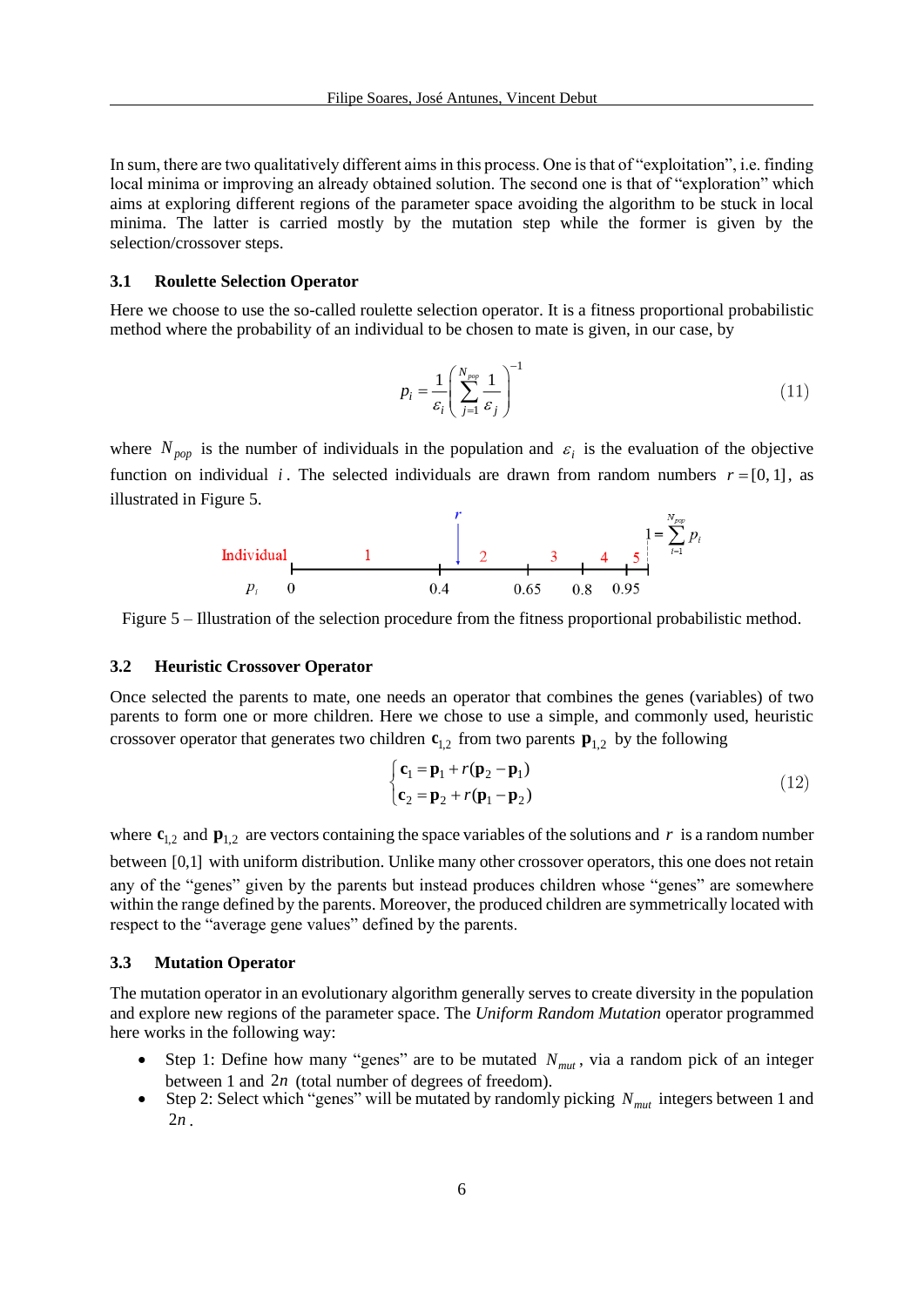In sum, there are two qualitatively different aims in this process. One is that of "exploitation", i.e. finding local minima or improving an already obtained solution. The second one is that of "exploration" which aims at exploring different regions of the parameter space avoiding the algorithm to be stuck in local minima. The latter is carried mostly by the mutation step while the former is given by the selection/crossover steps.

### 3.1 Roulette Selection Operator

Here we choose to use the so-called roulette selection operator. It is a fitness proportional probabilistic method where the probability of an individual to be chosen to mate is given, in our case, by

$$p_i = \frac{1}{\varepsilon_i}\left(\sum_{j=1}^{N_{pop}} \frac{1}{\varepsilon_j}\right)^{-1} \tag{11}$$

where $N_{pop}$ is the number of individuals in the population and $\varepsilon_i$ is the evaluation of the objective function on individual $i$. The selected individuals are drawn from random numbers $r = [0, 1]$, as illustrated in Figure 5.

Figure 5 – Illustration of the selection procedure from the fitness proportional probabilistic method.

### 3.2 Heuristic Crossover Operator

Once selected the parents to mate, one needs an operator that combines the genes (variables) of two parents to form one or more children. Here we chose to use a simple, and commonly used, heuristic crossover operator that generates two children $\mathbf{c}_{1,2}$ from two parents $\mathbf{p}_{1,2}$ by the following

$$\begin{cases} \mathbf{c}_1 = \mathbf{p}_1 + r(\mathbf{p}_2 - \mathbf{p}_1) \\ \mathbf{c}_2 = \mathbf{p}_2 + r(\mathbf{p}_1 - \mathbf{p}_2) \end{cases} \tag{12}$$

where $\mathbf{c}_{1,2}$ and $\mathbf{p}_{1,2}$ are vectors containing the space variables of the solutions and $r$ is a random number between $[0,1]$ with uniform distribution. Unlike many other crossover operators, this one does not retain any of the "genes" given by the parents but instead produces children whose "genes" are somewhere within the range defined by the parents. Moreover, the produced children are symmetrically located with respect to the "average gene values" defined by the parents.

### 3.3 Mutation Operator

The mutation operator in an evolutionary algorithm generally serves to create diversity in the population and explore new regions of the parameter space. The *Uniform Random Mutation* operator programmed here works in the following way:

- Step 1: Define how many "genes" are to be mutated $N_{mut}$, via a random pick of an integer between 1 and $2n$ (total number of degrees of freedom).
- Step 2: Select which "genes" will be mutated by randomly picking $N_{mut}$ integers between 1 and $2n$.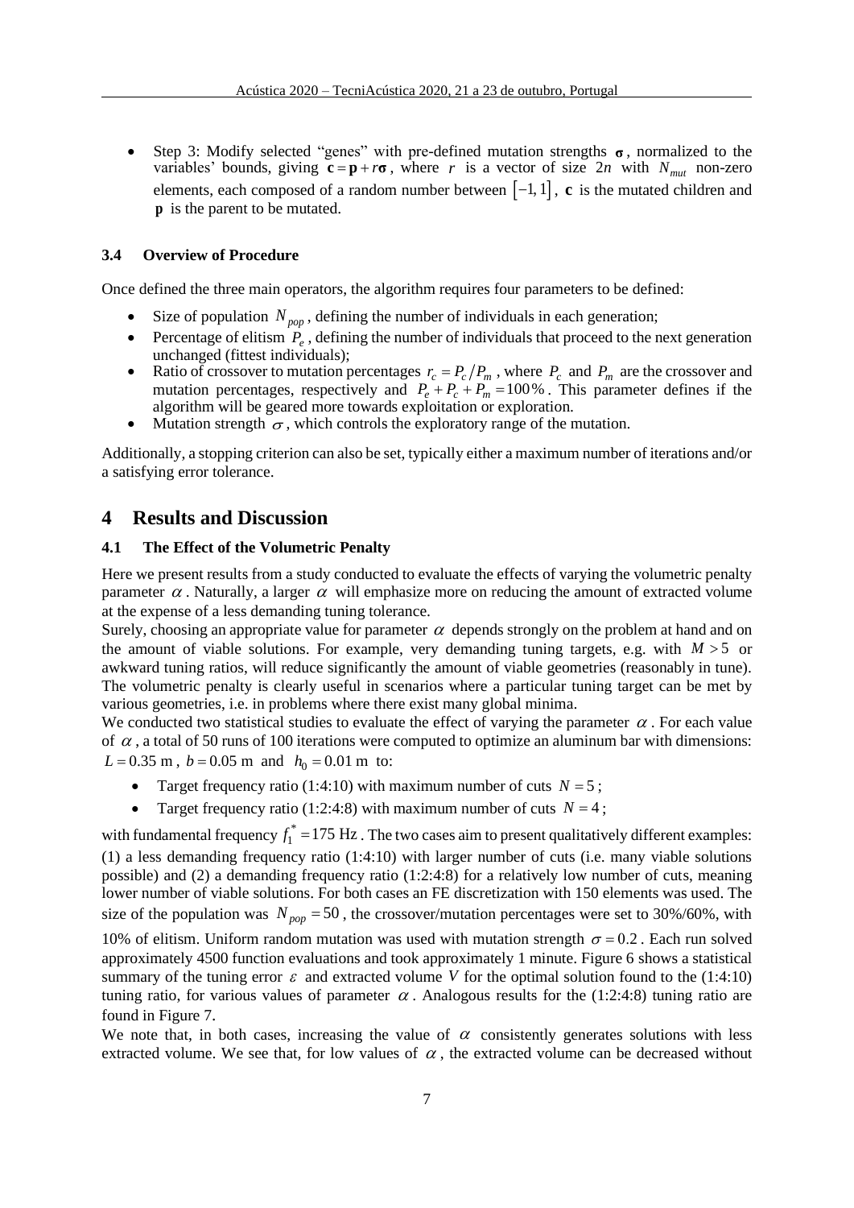- Step 3: Modify selected "genes" with pre-defined mutation strengths $\boldsymbol{\sigma}$, normalized to the variables' bounds, giving $\mathbf{c} = \mathbf{p} + r\boldsymbol{\sigma}$, where $r$ is a vector of size $2n$ with $N_{mut}$ non-zero elements, each composed of a random number between $[-1, 1]$, $\mathbf{c}$ is the mutated children and $\mathbf{p}$ is the parent to be mutated.

### 3.4 Overview of Procedure

Once defined the three main operators, the algorithm requires four parameters to be defined:

- Size of population $N_{pop}$, defining the number of individuals in each generation;
- Percentage of elitism $P_e$, defining the number of individuals that proceed to the next generation unchanged (fittest individuals);
- Ratio of crossover to mutation percentages $r_c = P_c / P_m$, where $P_c$ and $P_m$ are the crossover and mutation percentages, respectively and $P_e + P_c + P_m = 100\%$. This parameter defines if the algorithm will be geared more towards exploitation or exploration.
- Mutation strength $\sigma$, which controls the exploratory range of the mutation.

Additionally, a stopping criterion can also be set, typically either a maximum number of iterations and/or a satisfying error tolerance.

## 4 Results and Discussion

### 4.1 The Effect of the Volumetric Penalty

Here we present results from a study conducted to evaluate the effects of varying the volumetric penalty parameter $\alpha$. Naturally, a larger $\alpha$ will emphasize more on reducing the amount of extracted volume at the expense of a less demanding tuning tolerance.

Surely, choosing an appropriate value for parameter $\alpha$ depends strongly on the problem at hand and on the amount of viable solutions. For example, very demanding tuning targets, e.g. with $M > 5$ or awkward tuning ratios, will reduce significantly the amount of viable geometries (reasonably in tune). The volumetric penalty is clearly useful in scenarios where a particular tuning target can be met by various geometries, i.e. in problems where there exist many global minima.

We conducted two statistical studies to evaluate the effect of varying the parameter $\alpha$. For each value of $\alpha$, a total of 50 runs of 100 iterations were computed to optimize an aluminum bar with dimensions: $L = 0.35$ m, $b = 0.05$ m and $h_0 = 0.01$ m to:

- Target frequency ratio (1:4:10) with maximum number of cuts $N = 5$;
- Target frequency ratio (1:2:4:8) with maximum number of cuts $N = 4$;

with fundamental frequency $f_1^* = 175$ Hz. The two cases aim to present qualitatively different examples: (1) a less demanding frequency ratio (1:4:10) with larger number of cuts (i.e. many viable solutions possible) and (2) a demanding frequency ratio (1:2:4:8) for a relatively low number of cuts, meaning lower number of viable solutions. For both cases an FE discretization with 150 elements was used. The size of the population was $N_{pop} = 50$, the crossover/mutation percentages were set to 30%/60%, with 10% of elitism. Uniform random mutation was used with mutation strength $\sigma = 0.2$. Each run solved approximately 4500 function evaluations and took approximately 1 minute. Figure 6 shows a statistical summary of the tuning error $\varepsilon$ and extracted volume $V$ for the optimal solution found to the (1:4:10) tuning ratio, for various values of parameter $\alpha$. Analogous results for the (1:2:4:8) tuning ratio are found in Figure 7.

We note that, in both cases, increasing the value of $\alpha$ consistently generates solutions with less extracted volume. We see that, for low values of $\alpha$, the extracted volume can be decreased without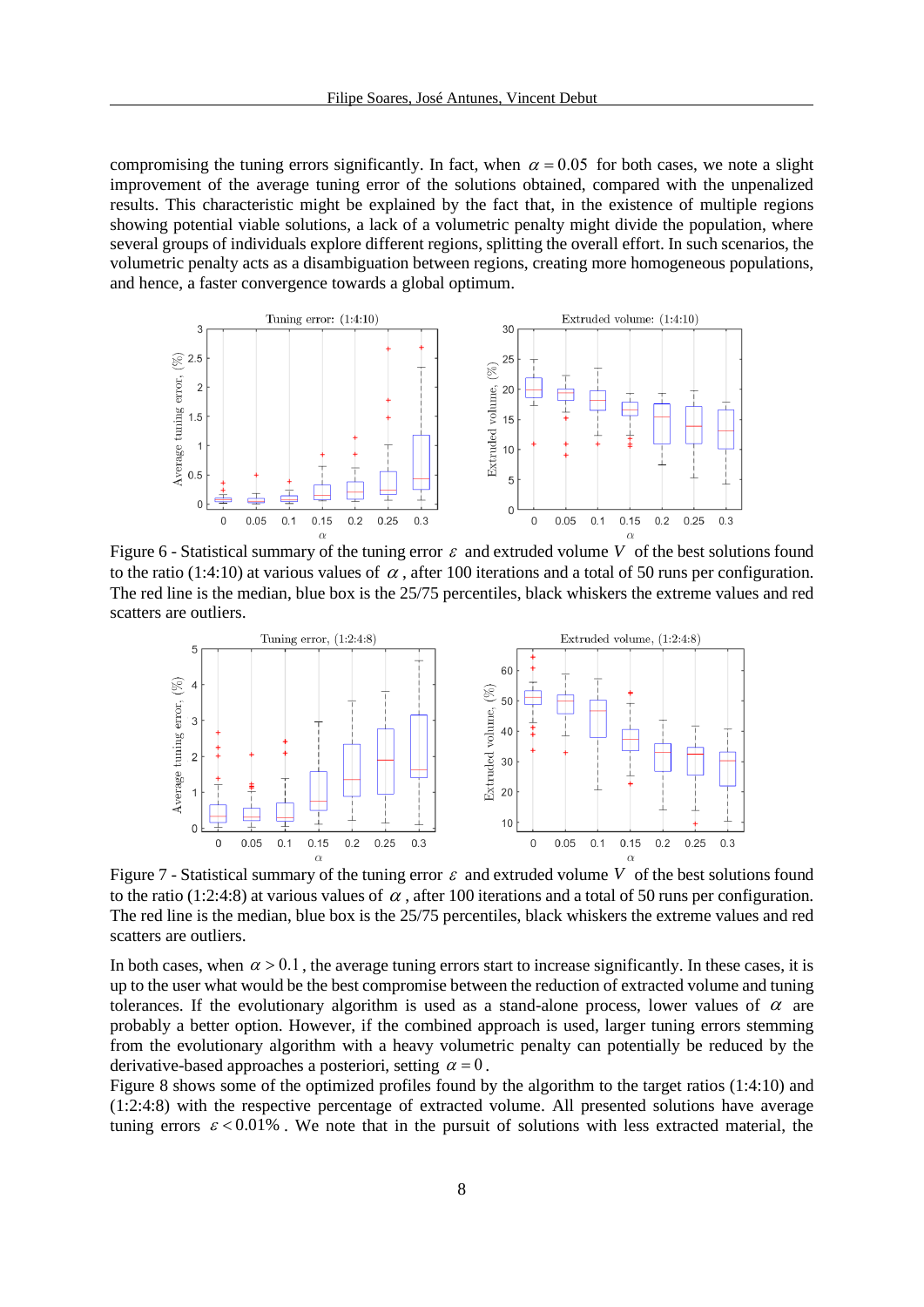compromising the tuning errors significantly. In fact, when $\alpha = 0.05$ for both cases, we note a slight improvement of the average tuning error of the solutions obtained, compared with the unpenalized results. This characteristic might be explained by the fact that, in the existence of multiple regions showing potential viable solutions, a lack of a volumetric penalty might divide the population, where several groups of individuals explore different regions, splitting the overall effort. In such scenarios, the volumetric penalty acts as a disambiguation between regions, creating more homogeneous populations, and hence, a faster convergence towards a global optimum.

Figure 6 - Statistical summary of the tuning error $\varepsilon$ and extruded volume $V$ of the best solutions found to the ratio (1:4:10) at various values of $\alpha$, after 100 iterations and a total of 50 runs per configuration. The red line is the median, blue box is the 25/75 percentiles, black whiskers the extreme values and red scatters are outliers.

Figure 7 - Statistical summary of the tuning error $\varepsilon$ and extruded volume $V$ of the best solutions found to the ratio (1:2:4:8) at various values of $\alpha$, after 100 iterations and a total of 50 runs per configuration. The red line is the median, blue box is the 25/75 percentiles, black whiskers the extreme values and red scatters are outliers.

In both cases, when $\alpha > 0.1$, the average tuning errors start to increase significantly. In these cases, it is up to the user what would be the best compromise between the reduction of extracted volume and tuning tolerances. If the evolutionary algorithm is used as a stand-alone process, lower values of $\alpha$ are probably a better option. However, if the combined approach is used, larger tuning errors stemming from the evolutionary algorithm with a heavy volumetric penalty can potentially be reduced by the derivative-based approaches a posteriori, setting $\alpha = 0$.

Figure 8 shows some of the optimized profiles found by the algorithm to the target ratios (1:4:10) and (1:2:4:8) with the respective percentage of extracted volume. All presented solutions have average tuning errors $\varepsilon < 0.01\%$. We note that in the pursuit of solutions with less extracted material, the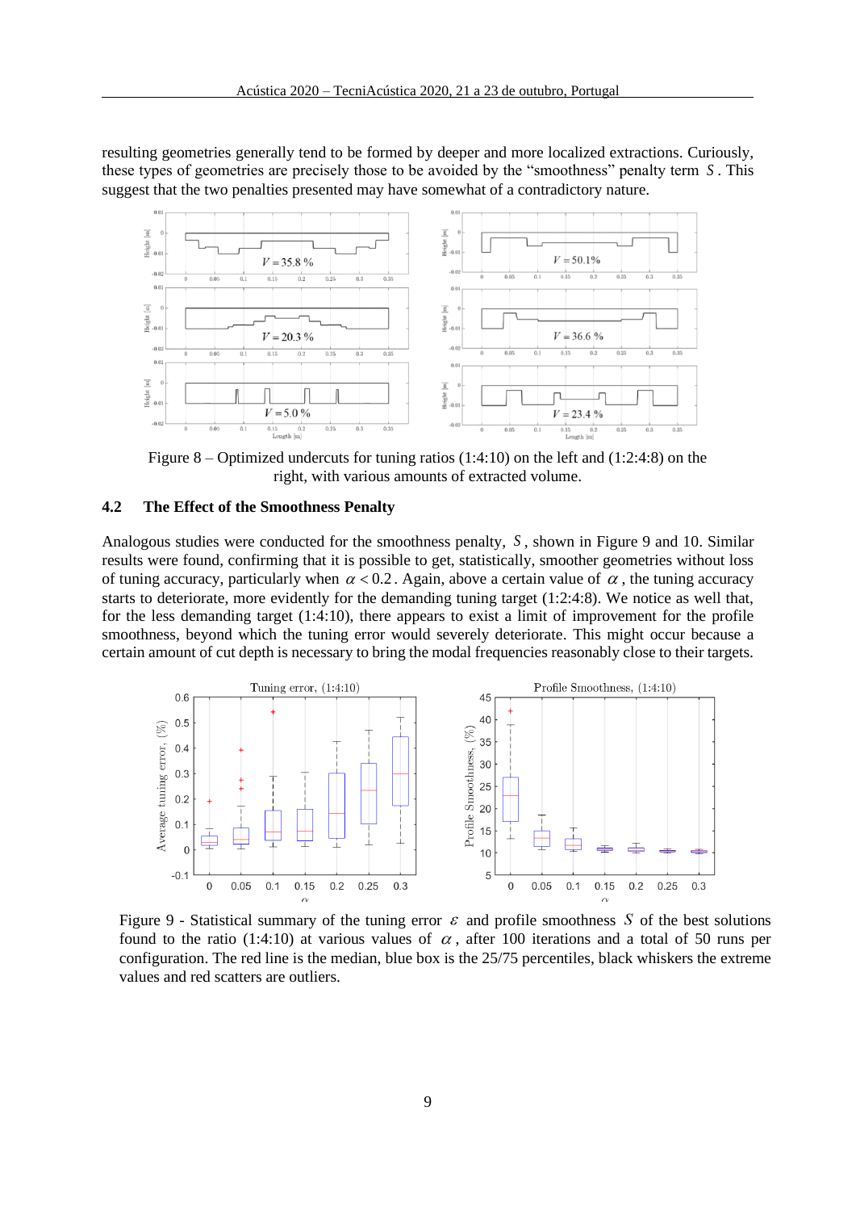resulting geometries generally tend to be formed by deeper and more localized extractions. Curiously, these types of geometries are precisely those to be avoided by the “smoothness” penalty term $S$. This suggest that the two penalties presented may have somewhat of a contradictory nature.

Figure 8 – Optimized undercuts for tuning ratios (1:4:10) on the left and (1:2:4:8) on the right, with various amounts of extracted volume.

## 4.2 The Effect of the Smoothness Penalty

Analogous studies were conducted for the smoothness penalty, $S$, shown in Figure 9 and 10. Similar results were found, confirming that it is possible to get, statistically, smoother geometries without loss of tuning accuracy, particularly when $\alpha < 0.2$. Again, above a certain value of $\alpha$, the tuning accuracy starts to deteriorate, more evidently for the demanding tuning target (1:2:4:8). We notice as well that, for the less demanding tuning target (1:4:10), there appears to exist a limit of improvement for the profile smoothness, beyond which the tuning error would severely deteriorate. This might occur because a certain amount of cut depth is necessary to bring the modal frequencies reasonably close to their targets.

Figure 9 - Statistical summary of the tuning error $\varepsilon$ and profile smoothness $S$ of the best solutions found to the ratio (1:4:10) at various values of $\alpha$, after 100 iterations and a total of 50 runs per configuration. The red line is the median, blue box is the 25/75 percentiles, black whiskers the extreme values and red scatters are outliers.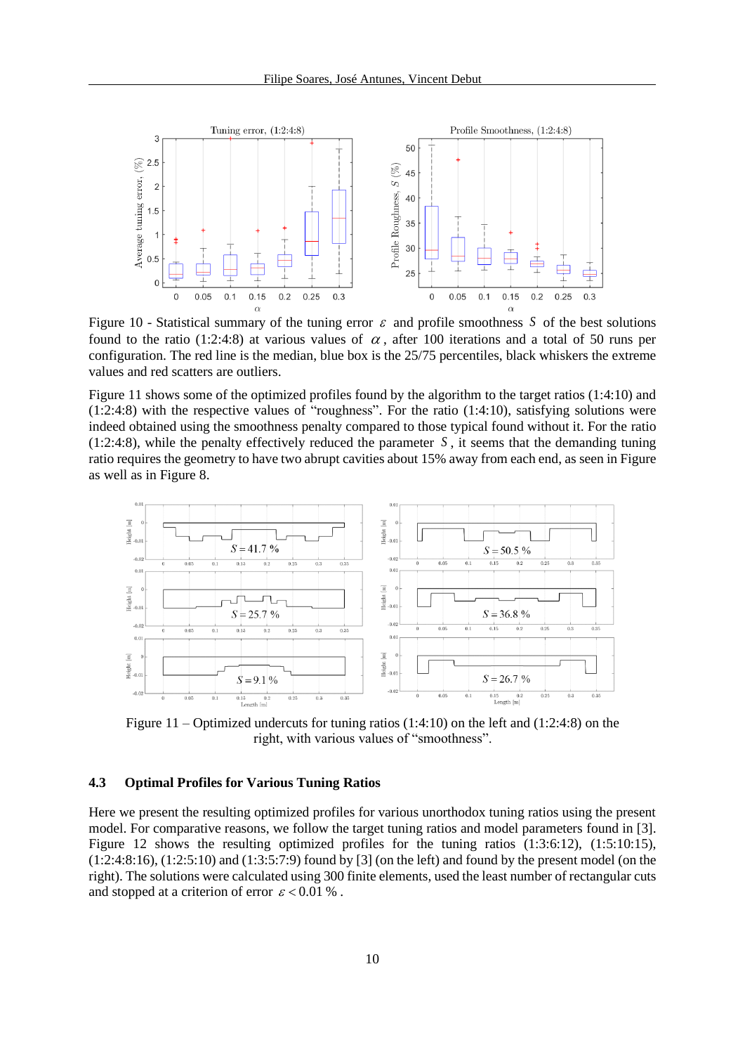Figure 10 - Statistical summary of the tuning error $\varepsilon$ and profile smoothness $S$ of the best solutions found to the ratio (1:2:4:8) at various values of $\alpha$, after 100 iterations and a total of 50 runs per configuration. The red line is the median, blue box is the 25/75 percentiles, black whiskers the extreme values and red scatters are outliers.

Figure 11 shows some of the optimized profiles found by the algorithm to the target ratios (1:4:10) and (1:2:4:8) with the respective values of "roughness". For the ratio (1:4:10), satisfying solutions were indeed obtained using the smoothness penalty compared to those typical found without it. For the ratio (1:2:4:8), while the penalty effectively reduced the parameter $S$, it seems that the demanding tuning ratio requires the geometry to have two abrupt cavities about 15% away from each end, as seen in Figure as well as in Figure 8.

Figure 11 – Optimized undercuts for tuning ratios (1:4:10) on the left and (1:2:4:8) on the right, with various values of "smoothness".

### 4.3 Optimal Profiles for Various Tuning Ratios

Here we present the resulting optimized profiles for various unorthodox tuning ratios using the present model. For comparative reasons, we follow the target tuning ratios and model parameters found in [3]. Figure 12 shows the resulting optimized profiles for the tuning ratios (1:3:6:12), (1:5:10:15), (1:2:4:8:16), (1:2:5:10) and (1:3:5:7:9) found by [3] (on the left) and found by the present model (on the right). The solutions were calculated using 300 finite elements, used the least number of rectangular cuts and stopped at a criterion of error $\varepsilon < 0.01\ \%$.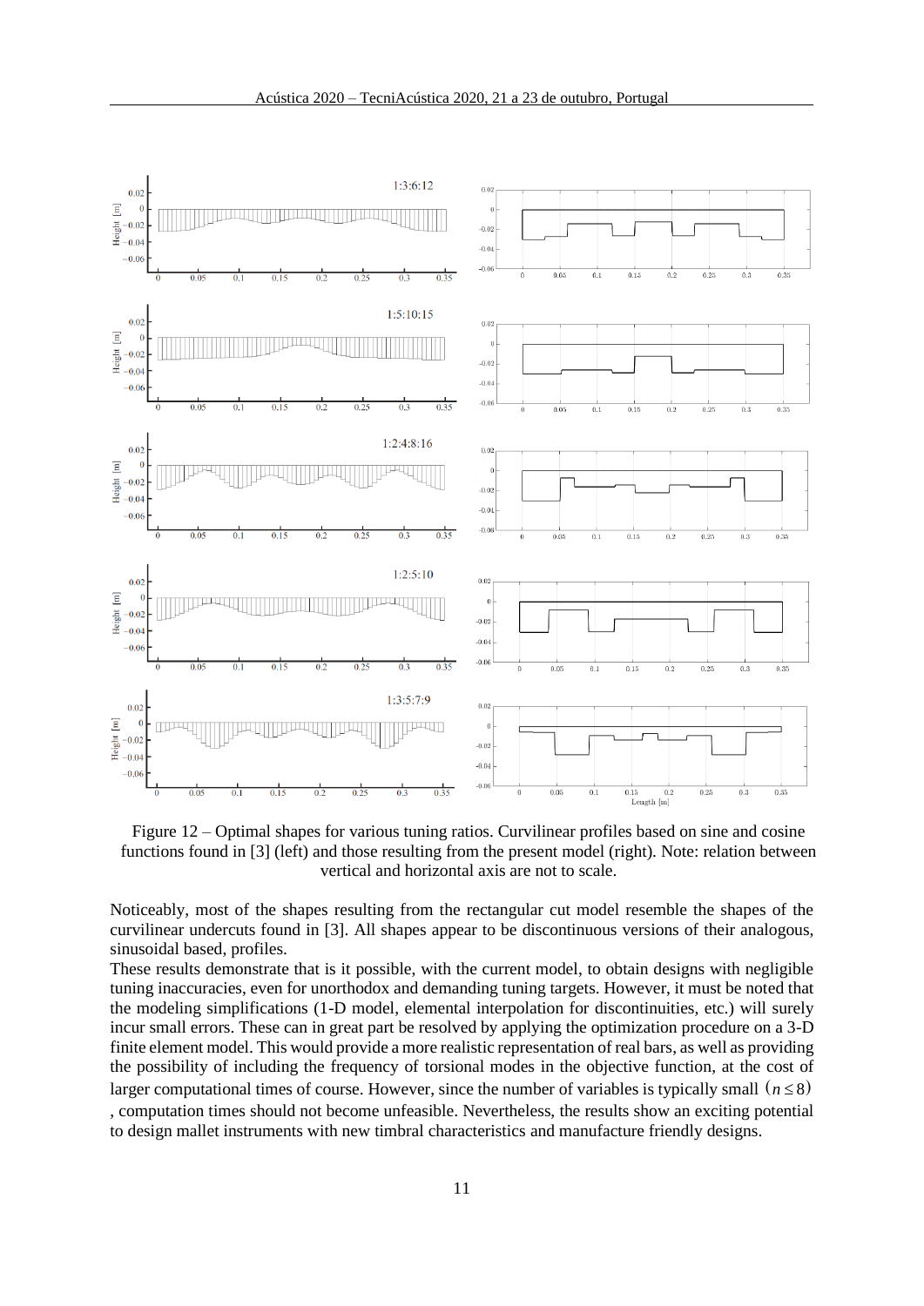Figure 12 – Optimal shapes for various tuning ratios. Curvilinear profiles based on sine and cosine functions found in [3] (left) and those resulting from the present model (right). Note: relation between vertical and horizontal axis are not to scale.

Noticeably, most of the shapes resulting from the rectangular cut model resemble the shapes of the curvilinear undercuts found in [3]. All shapes appear to be discontinuous versions of their analogous, sinusoidal based, profiles.

These results demonstrate that is it possible, with the current model, to obtain designs with negligible tuning inaccuracies, even for unorthodox and demanding tuning targets. However, it must be noted that the modeling simplifications (1-D model, elemental interpolation for discontinuities, etc.) will surely incur small errors. These can in great part be resolved by applying the optimization procedure on a 3-D finite element model. This would provide a more realistic representation of real bars, as well as providing the possibility of including the frequency of torsional modes in the objective function, at the cost of larger computational times of course. However, since the number of variables is typically small $(n \leq 8)$, computation times should not become unfeasible. Nevertheless, the results show an exciting potential to design mallet instruments with new timbral characteristics and manufacture friendly designs.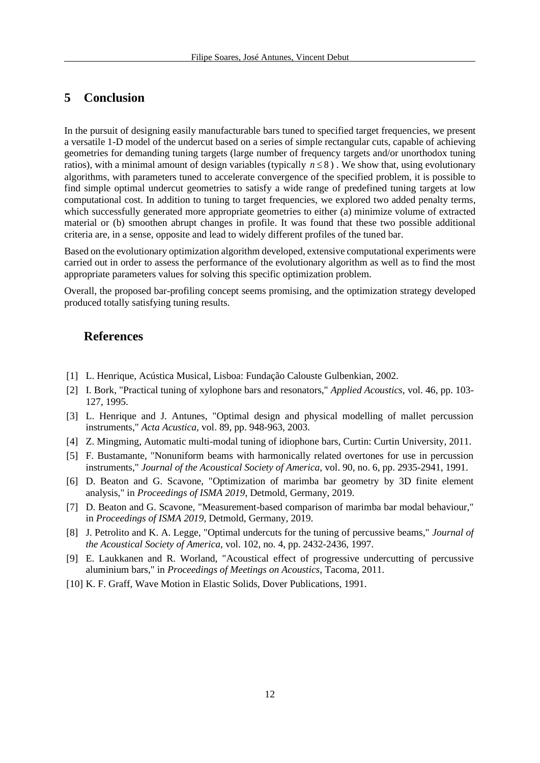## 5 Conclusion

In the pursuit of designing easily manufacturable bars tuned to specified target frequencies, we present a versatile 1-D model of the undercut based on a series of simple rectangular cuts, capable of achieving geometries for demanding tuning targets (large number of frequency targets and/or unorthodox tuning ratios), with a minimal amount of design variables (typically $n \leq 8$). We show that, using evolutionary algorithms, with parameters tuned to accelerate convergence of the specified problem, it is possible to find simple optimal undercut geometries to satisfy a wide range of predefined tuning targets at low computational cost. In addition to tuning to target frequencies, we explored two added penalty terms, which successfully generated more appropriate geometries to either (a) minimize volume of extracted material or (b) smoothen abrupt changes in profile. It was found that these two possible additional criteria are, in a sense, opposite and lead to widely different profiles of the tuned bar.

Based on the evolutionary optimization algorithm developed, extensive computational experiments were carried out in order to assess the performance of the evolutionary algorithm as well as to find the most appropriate parameters values for solving this specific optimization problem.

Overall, the proposed bar-profiling concept seems promising, and the optimization strategy developed produced totally satisfying tuning results.

## References

[1] L. Henrique, Acústica Musical, Lisboa: Fundação Calouste Gulbenkian, 2002.

[2] I. Bork, "Practical tuning of xylophone bars and resonators," *Applied Acoustics,* vol. 46, pp. 103-127, 1995.

[3] L. Henrique and J. Antunes, "Optimal design and physical modelling of mallet percussion instruments," *Acta Acustica,* vol. 89, pp. 948-963, 2003.

[4] Z. Mingming, Automatic multi-modal tuning of idiophone bars, Curtin: Curtin University, 2011.

[5] F. Bustamante, "Nonuniform beams with harmonically related overtones for use in percussion instruments," *Journal of the Acoustical Society of America,* vol. 90, no. 6, pp. 2935-2941, 1991.

[6] D. Beaton and G. Scavone, "Optimization of marimba bar geometry by 3D finite element analysis," in *Proceedings of ISMA 2019*, Detmold, Germany, 2019.

[7] D. Beaton and G. Scavone, "Measurement-based comparison of marimba bar modal behaviour," in *Proceedings of ISMA 2019*, Detmold, Germany, 2019.

[8] J. Petrolito and K. A. Legge, "Optimal undercuts for the tuning of percussive beams," *Journal of the Acoustical Society of America,* vol. 102, no. 4, pp. 2432-2436, 1997.

[9] E. Laukkanen and R. Worland, "Acoustical effect of progressive undercutting of percussive aluminium bars," in *Proceedings of Meetings on Acoustics*, Tacoma, 2011.

[10] K. F. Graff, Wave Motion in Elastic Solids, Dover Publications, 1991.